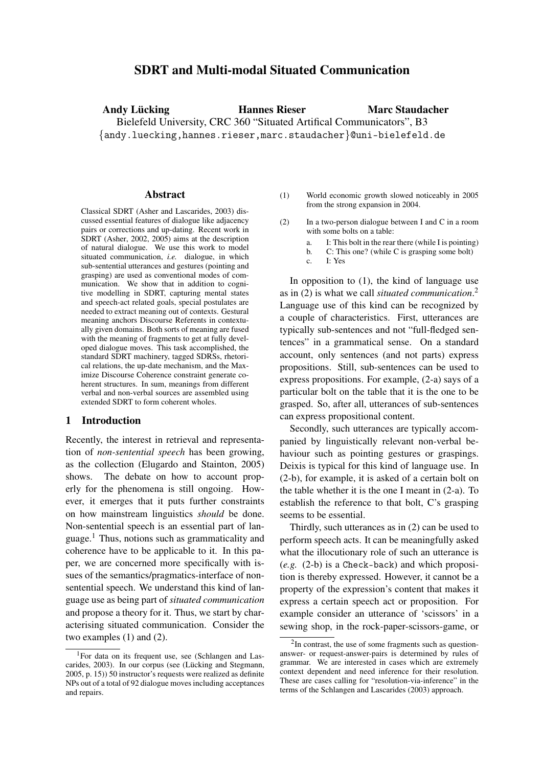# SDRT and Multi-modal Situated Communication

**Andy Lücking** **Hannes Rieser** **Marc Staudacher**

Bielefeld University, CRC 360 "Situated Artifical Communicators", B3

{andy.luecking,hannes.rieser,marc.staudacher}@uni-bielefeld.de

## Abstract

Classical SDRT (Asher and Lascarides, 2003) discussed essential features of dialogue like adjacency pairs or corrections and up-dating. Recent work in SDRT (Asher, 2002, 2005) aims at the description of natural dialogue. We use this work to model situated communication, *i.e.* dialogue, in which sub-sentential utterances and gestures (pointing and grasping) are used as conventional modes of communication. We show that in addition to cognitive modelling in SDRT, capturing mental states and speech-act related goals, special postulates are needed to extract meaning out of contexts. Gestural meaning anchors Discourse Referents in contextually given domains. Both sorts of meaning are fused with the meaning of fragments to get at fully developed dialogue moves. This task accomplished, the standard SDRT machinery, tagged SDRSs, rhetorical relations, the up-date mechanism, and the Maximize Discourse Coherence constraint generate coherent structures. In sum, meanings from different verbal and non-verbal sources are assembled using extended SDRT to form coherent wholes.

## 1 Introduction

Recently, the interest in retrieval and representation of *non-sentential speech* has been growing, as the collection (Elugardo and Stainton, 2005) shows. The debate on how to account properly for the phenomena is still ongoing. However, it emerges that it puts further constraints on how mainstream linguistics *should* be done. Non-sentential speech is an essential part of language.[1] Thus, notions such as grammaticality and coherence have to be applicable to it. In this paper, we are concerned more specifically with issues of the semantics/pragmatics-interface of non-sentential speech. We understand this kind of language use as being part of *situated communication* and propose a theory for it. Thus, we start by characterising situated communication. Consider the two examples (1) and (2).

(1) World economic growth slowed noticeably in 2005 from the strong expansion in 2004.

(2) In a two-person dialogue between I and C in a room with some bolts on a table:
   a. I: This bolt in the rear there (while I is pointing)
   b. C: This one? (while C is grasping some bolt)
   c. I: Yes

In opposition to (1), the kind of language use as in (2) is what we call *situated communication*.[2] Language use of this kind can be recognized by a couple of characteristics. First, utterances are typically sub-sentences and not "full-fledged sentences" in a grammatical sense. On a standard account, only sentences (and not parts) express propositions. Still, sub-sentences can be used to express propositions. For example, (2-a) says of a particular bolt on the table that it is the one to be grasped. So, after all, utterances of sub-sentences can express propositional content.

Secondly, such utterances are typically accompanied by linguistically relevant non-verbal behaviour such as pointing gestures or graspings. Deixis is typical for this kind of language use. In (2-b), for example, it is asked of a certain bolt on the table whether it is the one I meant in (2-a). To establish the reference to that bolt, C's grasping seems to be essential.

Thirdly, such utterances as in (2) can be used to perform speech acts. It can be meaningfully asked what the illocutionary role of such an utterance is (*e.g.* (2-b) is a `Check-back`) and which proposition is thereby expressed. However, it cannot be a property of the expression's content that makes it express a certain speech act or proposition. For example consider an utterance of 'scissors' in a sewing shop, in the rock-paper-scissors-game, or

---

[1] For data on its frequent use, see (Schlangen and Lascarides, 2003). In our corpus (see (Lücking and Stegmann, 2005, p. 15)) 50 instructor's requests were realized as definite NPs out of a total of 92 dialogue moves including acceptances and repairs.

[2] In contrast, the use of some fragments such as question-answer- or request-answer-pairs is determined by rules of grammar. We are interested in cases which are extremely context dependent and need inference for their resolution. These are cases calling for "resolution-via-inference" in the terms of the Schlangen and Lascarides (2003) approach.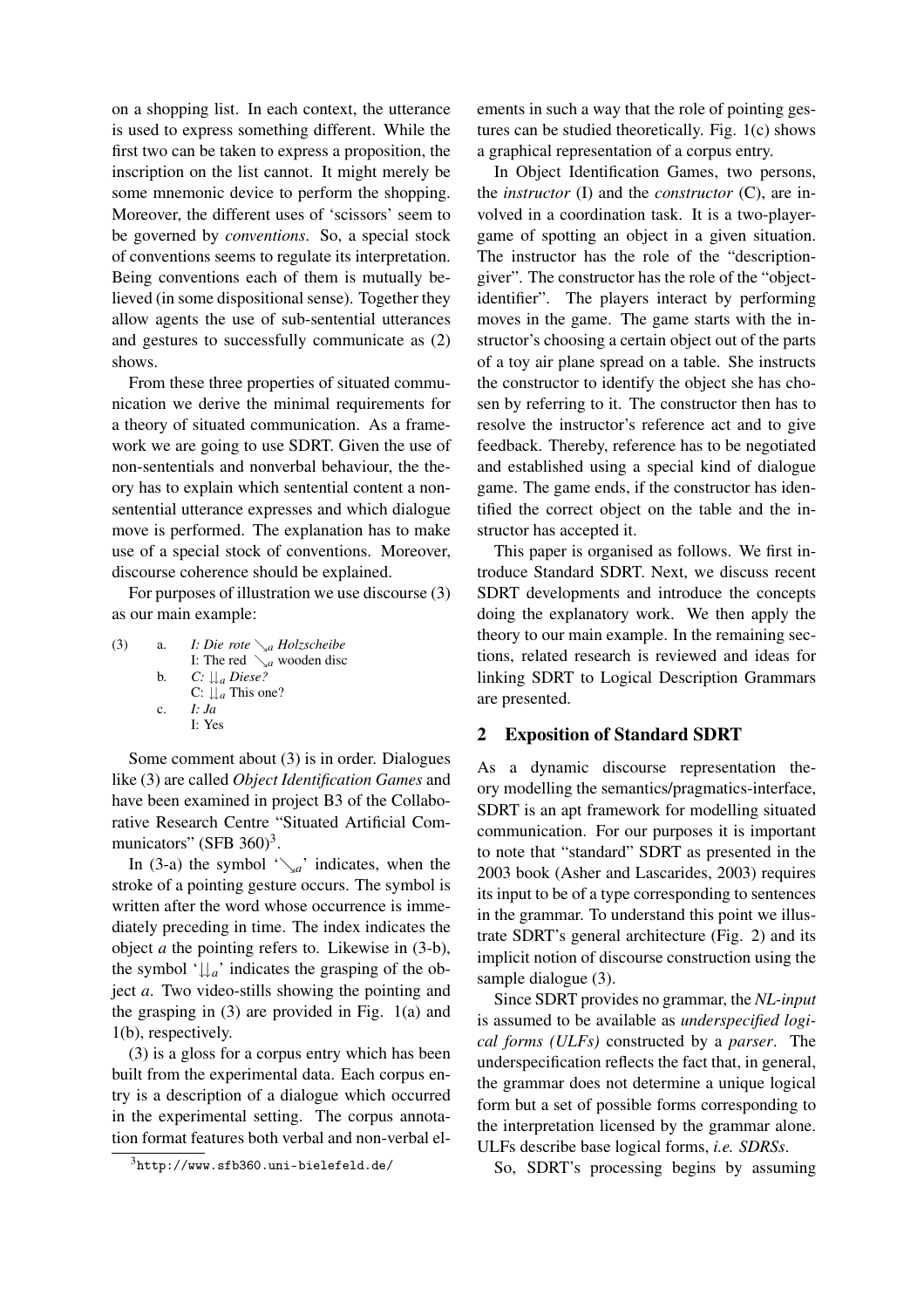on a shopping list. In each context, the utterance is used to express something different. While the first two can be taken to express a proposition, the inscription on the list cannot. It might merely be some mnemonic device to perform the shopping. Moreover, the different uses of 'scissors' seem to be governed by *conventions*. So, a special stock of conventions seems to regulate its interpretation. Being conventions each of them is mutually believed (in some dispositional sense). Together they allow agents the use of sub-sentential utterances and gestures to successfully communicate as (2) shows.

From these three properties of situated communication we derive the minimal requirements for a theory of situated communication. As a framework we are going to use SDRT. Given the use of non-sententials and nonverbal behaviour, the theory has to explain which sentential content a non-sentential utterance expresses and which dialogue move is performed. The explanation has to make use of a special stock of conventions. Moreover, discourse coherence should be explained.

For purposes of illustration we use discourse (3) as our main example:

(3) a. *I: Die rote $\searrow_a$ Holzscheibe*
I: The red $\searrow_a$ wooden disc

b. *C: $\downdownarrows_a$ Diese?*
C: $\downdownarrows_a$ This one?

c. *I: Ja*
I: Yes

Some comment about (3) is in order. Dialogues like (3) are called *Object Identification Games* and have been examined in project B3 of the Collaborative Research Centre "Situated Artificial Communicators" (SFB 360)[3].

In (3-a) the symbol '$\searrow_a$' indicates, when the stroke of a pointing gesture occurs. The symbol is written after the word whose occurrence is immediately preceding in time. The index indicates the object *a* the pointing refers to. Likewise in (3-b), the symbol '$\downdownarrows_a$' indicates the grasping of the object *a*. Two video-stills showing the pointing and the grasping in (3) are provided in Fig. 1(a) and 1(b), respectively.

(3) is a gloss for a corpus entry which has been built from the experimental data. Each corpus entry is a description of a dialogue which occurred in the experimental setting. The corpus annotation format features both verbal and non-verbal elements in such a way that the role of pointing gestures can be studied theoretically. Fig. 1(c) shows a graphical representation of a corpus entry.

In Object Identification Games, two persons, the *instructor* (I) and the *constructor* (C), are involved in a coordination task. It is a two-player-game of spotting an object in a given situation. The instructor has the role of the "description-giver". The constructor has the role of the "object-identifier". The players interact by performing moves in the game. The game starts with the instructor's choosing a certain object out of the parts of a toy air plane spread on a table. She instructs the constructor to identify the object she has chosen by referring to it. The constructor then has to resolve the instructor's reference act and to give feedback. Thereby, reference has to be negotiated and established using a special kind of dialogue game. The game ends, if the constructor has identified the correct object on the table and the instructor has accepted it.

This paper is organised as follows. We first introduce Standard SDRT. Next, we discuss recent SDRT developments and introduce the concepts doing the explanatory work. We then apply the theory to our main example. In the remaining sections, related research is reviewed and ideas for linking SDRT to Logical Description Grammars are presented.

## 2 Exposition of Standard SDRT

As a dynamic discourse representation theory modelling the semantics/pragmatics-interface, SDRT is an apt framework for modelling situated communication. For our purposes it is important to note that "standard" SDRT as presented in the 2003 book (Asher and Lascarides, 2003) requires its input to be of a type corresponding to sentences in the grammar. To understand this point we illustrate SDRT's general architecture (Fig. 2) and its implicit notion of discourse construction using the sample dialogue (3).

Since SDRT provides no grammar, the *NL-input* is assumed to be available as *underspecified logical forms (ULFs)* constructed by a *parser*. The underspecification reflects the fact that, in general, the grammar does not determine a unique logical form but a set of possible forms corresponding to the interpretation licensed by the grammar alone. ULFs describe base logical forms, *i.e. SDRSs*.

So, SDRT's processing begins by assuming

[3] http://www.sfb360.uni-bielefeld.de/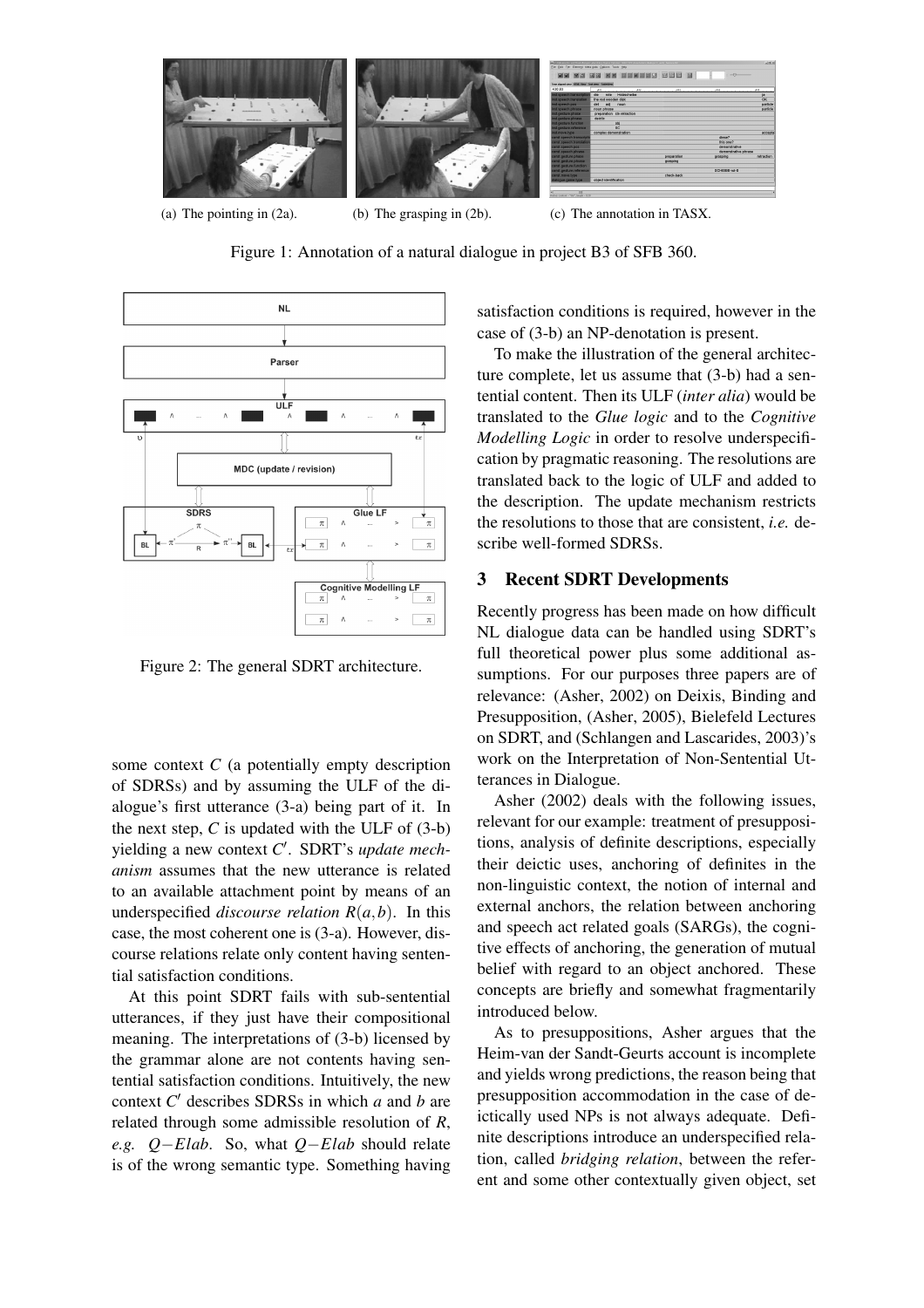(a) The pointing in (2a).

(b) The grasping in (2b).

(c) The annotation in TASX.

Figure 1: Annotation of a natural dialogue in project B3 of SFB 360.

Figure 2: The general SDRT architecture.

some context $C$ (a potentially empty description of SDRSs) and by assuming the ULF of the dialogue's first utterance (3-a) being part of it. In the next step, $C$ is updated with the ULF of (3-b) yielding a new context $C'$. SDRT's *update mechanism* assumes that the new utterance is related to an available attachment point by means of an underspecified *discourse relation* $R(a,b)$. In this case, the most coherent one is (3-a). However, discourse relations relate only content having sentential satisfaction conditions.

At this point SDRT fails with sub-sentential utterances, if they just have their compositional meaning. The interpretations of (3-b) licensed by the grammar alone are not contents having sentential satisfaction conditions. Intuitively, the new context $C'$ describes SDRSs in which $a$ and $b$ are related through some admissible resolution of $R$, *e.g.* $Q{-}Elab$. So, what $Q{-}Elab$ should relate is of the wrong semantic type. Something having satisfaction conditions is required, however in the case of (3-b) an NP-denotation is present.

To make the illustration of the general architecture complete, let us assume that (3-b) had a sentential content. Then its ULF (*inter alia*) would be translated to the *Glue logic* and to the *Cognitive Modelling Logic* in order to resolve underspecification by pragmatic reasoning. The resolutions are translated back to the logic of ULF and added to the description. The update mechanism restricts the resolutions to those that are consistent, *i.e.* describe well-formed SDRSs.

## 3 Recent SDRT Developments

Recently progress has been made on how difficult NL dialogue data can be handled using SDRT's full theoretical power plus some additional assumptions. For our purposes three papers are of relevance: (Asher, 2002) on Deixis, Binding and Presupposition, (Asher, 2005), Bielefeld Lectures on SDRT, and (Schlangen and Lascarides, 2003)'s work on the Interpretation of Non-Sentential Utterances in Dialogue.

Asher (2002) deals with the following issues, relevant for our example: treatment of presuppositions, analysis of definite descriptions, especially their deictic uses, anchoring of definites in the non-linguistic context, the notion of internal and external anchors, the relation between anchoring and speech act related goals (SARGs), the cognitive effects of anchoring, the generation of mutual belief with regard to an object anchored. These concepts are briefly and somewhat fragmentarily introduced below.

As to presuppositions, Asher argues that the Heim-van der Sandt-Geurts account is incomplete and yields wrong predictions, the reason being that presupposition accommodation in the case of deictically used NPs is not always adequate. Definite descriptions introduce an underspecified relation, called *bridging relation*, between the referent and some other contextually given object, set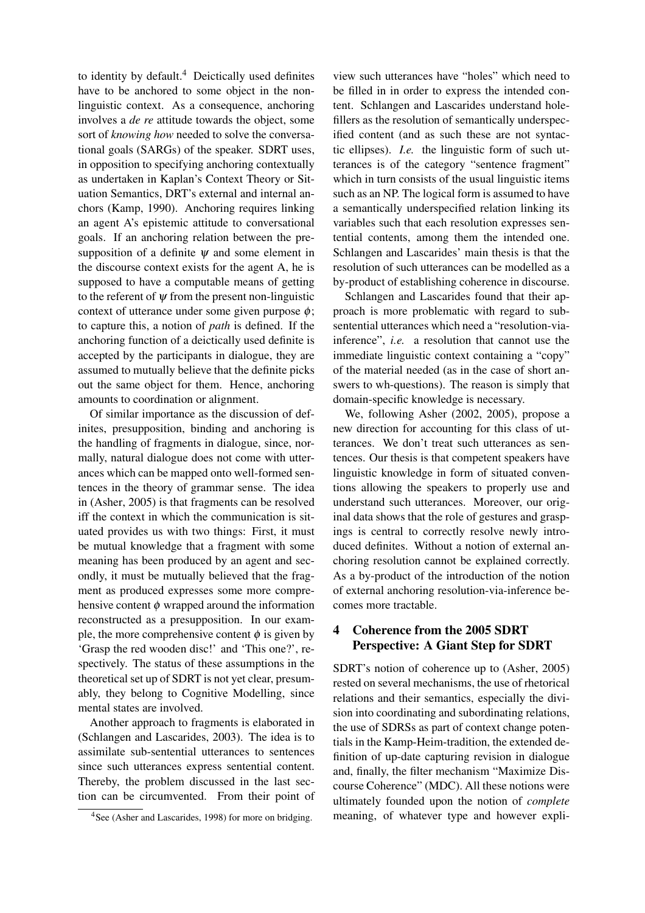to identity by default.[4] Deictically used definites have to be anchored to some object in the non-linguistic context. As a consequence, anchoring involves a *de re* attitude towards the object, some sort of *knowing how* needed to solve the conversational goals (SARGs) of the speaker. SDRT uses, in opposition to specifying anchoring contextually as undertaken in Kaplan's Context Theory or Situation Semantics, DRT's external and internal anchors (Kamp, 1990). Anchoring requires linking an agent A's epistemic attitude to conversational goals. If an anchoring relation between the presupposition of a definite $\psi$ and some element in the discourse context exists for the agent A, he is supposed to have a computable means of getting to the referent of $\psi$ from the present non-linguistic context of utterance under some given purpose $\phi$; to capture this, a notion of *path* is defined. If the anchoring function of a deictically used definite is accepted by the participants in dialogue, they are assumed to mutually believe that the definite picks out the same object for them. Hence, anchoring amounts to coordination or alignment.

Of similar importance as the discussion of definites, presupposition, binding and anchoring is the handling of fragments in dialogue, since, normally, natural dialogue does not come with utterances which can be mapped onto well-formed sentences in the theory of grammar sense. The idea in (Asher, 2005) is that fragments can be resolved iff the context in which the communication is situated provides us with two things: First, it must be mutual knowledge that a fragment with some meaning has been produced by an agent and secondly, it must be mutually believed that the fragment as produced expresses some more comprehensive content $\phi$ wrapped around the information reconstructed as a presupposition. In our example, the more comprehensive content $\phi$ is given by 'Grasp the red wooden disc!' and 'This one?', respectively. The status of these assumptions in the theoretical set up of SDRT is not yet clear, presumably, they belong to Cognitive Modelling, since mental states are involved.

Another approach to fragments is elaborated in (Schlangen and Lascarides, 2003). The idea is to assimilate sub-sentential utterances to sentences since such utterances express sentential content. Thereby, the problem discussed in the last section can be circumvented. From their point of view such utterances have "holes" which need to be filled in in order to express the intended content. Schlangen and Lascarides understand hole-fillers as the resolution of semantically underspecified content (and as such these are not syntactic ellipses). *I.e.* the linguistic form of such utterances is of the category "sentence fragment" which in turn consists of the usual linguistic items such as an NP. The logical form is assumed to have a semantically underspecified relation linking its variables such that each resolution expresses sentential contents, among them the intended one. Schlangen and Lascarides' main thesis is that the resolution of such utterances can be modelled as a by-product of establishing coherence in discourse.

Schlangen and Lascarides found that their approach is more problematic with regard to subsentential utterances which need a "resolution-via-inference", *i.e.* a resolution that cannot use the immediate linguistic context containing a "copy" of the material needed (as in the case of short answers to wh-questions). The reason is simply that domain-specific knowledge is necessary.

We, following Asher (2002, 2005), propose a new direction for accounting for this class of utterances. We don't treat such utterances as sentences. Our thesis is that competent speakers have linguistic knowledge in form of situated conventions allowing the speakers to properly use and understand such utterances. Moreover, our original data shows that the role of gestures and graspings is central to correctly resolve newly introduced definites. Without a notion of external anchoring resolution cannot be explained correctly. As a by-product of the introduction of the notion of external anchoring resolution-via-inference becomes more tractable.

## 4 Coherence from the 2005 SDRT Perspective: A Giant Step for SDRT

SDRT's notion of coherence up to (Asher, 2005) rested on several mechanisms, the use of rhetorical relations and their semantics, especially the division into coordinating and subordinating relations, the use of SDRSs as part of context change potentials in the Kamp-Heim-tradition, the extended definition of up-date capturing revision in dialogue and, finally, the filter mechanism "Maximize Discourse Coherence" (MDC). All these notions were ultimately founded upon the notion of *complete* meaning, of whatever type and however expli-

[4] See (Asher and Lascarides, 1998) for more on bridging.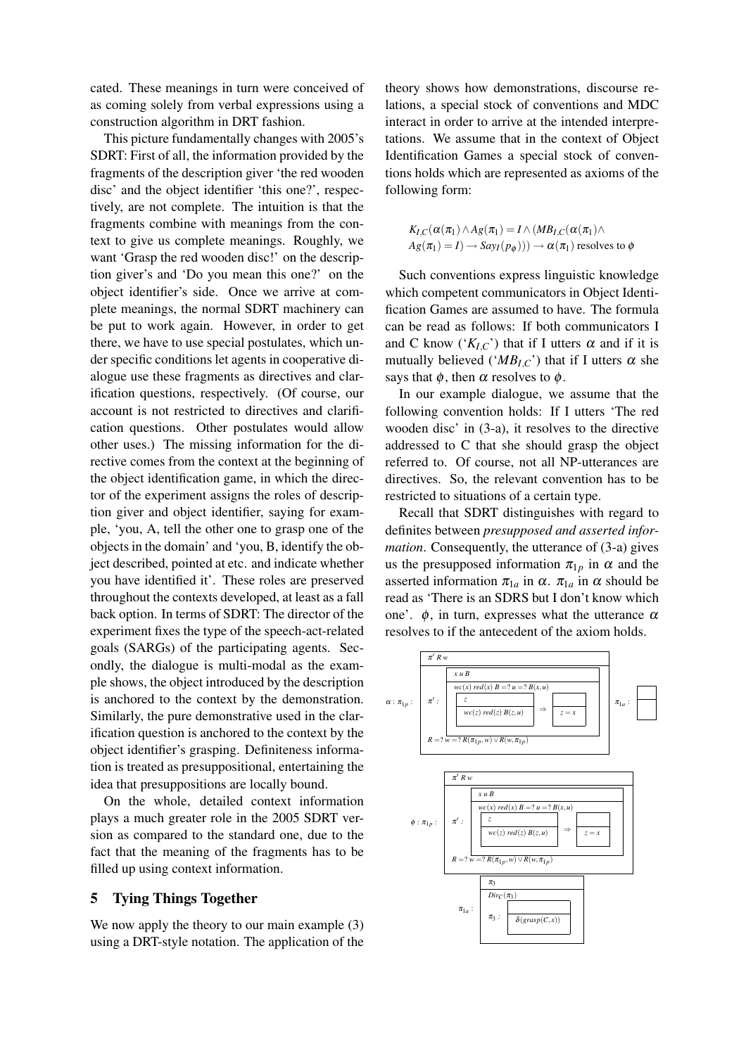cated. These meanings in turn were conceived of as coming solely from verbal expressions using a construction algorithm in DRT fashion.

This picture fundamentally changes with 2005's SDRT: First of all, the information provided by the fragments of the description giver 'the red wooden disc' and the object identifier 'this one?', respectively, are not complete. The intuition is that the fragments combine with meanings from the context to give us complete meanings. Roughly, we want 'Grasp the red wooden disc!' on the description giver's and 'Do you mean this one?' on the object identifier's side. Once we arrive at complete meanings, the normal SDRT machinery can be put to work again. However, in order to get there, we have to use special postulates, which under specific conditions let agents in cooperative dialogue use these fragments as directives and clarification questions, respectively. (Of course, our account is not restricted to directives and clarification questions. Other postulates would allow other uses.) The missing information for the directive comes from the context at the beginning of the object identification game, in which the director of the experiment assigns the roles of description giver and object identifier, saying for example, 'you, A, tell the other one to grasp one of the objects in the domain' and 'you, B, identify the object described, pointed at etc. and indicate whether you have identified it'. These roles are preserved throughout the contexts developed, at least as a fall back option. In terms of SDRT: The director of the experiment fixes the type of the speech-act-related goals (SARGs) of the participating agents. Secondly, the dialogue is multi-modal as the example shows, the object introduced by the description is anchored to the context by the demonstration. Similarly, the pure demonstrative used in the clarification question is anchored to the context by the object identifier's grasping. Definiteness information is treated as presuppositional, entertaining the idea that presuppositions are locally bound.

On the whole, detailed context information plays a much greater role in the 2005 SDRT version as compared to the standard one, due to the fact that the meaning of the fragments has to be filled up using context information.

## 5 Tying Things Together

We now apply the theory to our main example (3) using a DRT-style notation. The application of the theory shows how demonstrations, discourse relations, a special stock of conventions and MDC interact in order to arrive at the intended interpretations. We assume that in the context of Object Identification Games a special stock of conventions holds which are represented as axioms of the following form:

$$K_{I,C}(\alpha(\pi_1) \wedge Ag(\pi_1) = I \wedge (MB_{I,C}(\alpha(\pi_1) \wedge Ag(\pi_1) = I) \rightarrow Say_I(p_\phi))) \rightarrow \alpha(\pi_1) \text{ resolves to } \phi$$

Such conventions express linguistic knowledge which competent communicators in Object Identification Games are assumed to have. The formula can be read as follows: If both communicators I and C know ('$K_{I,C}$') that if I utters $\alpha$ and if it is mutually believed ('$MB_{I,C}$') that if I utters $\alpha$ she says that $\phi$, then $\alpha$ resolves to $\phi$.

In our example dialogue, we assume that the following convention holds: If I utters 'The red wooden disc' in (3-a), it resolves to the directive addressed to C that she should grasp the object referred to. Of course, not all NP-utterances are directives. So, the relevant convention has to be restricted to situations of a certain type.

Recall that SDRT distinguishes with regard to definites between *presupposed and asserted information*. Consequently, the utterance of (3-a) gives us the presupposed information $\pi_{1p}$ in $\alpha$ and the asserted information $\pi_{1a}$ in $\alpha$. $\pi_{1a}$ in $\alpha$ should be read as 'There is an SDRS but I don't know which one'. $\phi$, in turn, expresses what the utterance $\alpha$ resolves to if the antecedent of the axiom holds.

$\alpha : \pi_{1p}$ : [ $\pi'$ $R$ $w$ | $\pi'$ : [ $x$ $u$ $B$ | $wc(x)$ $red(x)$ $B =?$ $u =?$ $B(x,u)$, [ $z$ | $wc(z)$ $red(z)$ $B(z,u)$ ] $\Rightarrow$ [ | $z = x$ ] ], $R =?$ $w =?$ $R(\pi_{1p}, w) \vee R(w, \pi_{1p})$ ] $\quad \pi_{1a}$ : [ | ]

$\phi : \pi_{1p}$ : [ $\pi'$ $R$ $w$ | $\pi'$ : [ $x$ $u$ $B$ | $wc(x)$ $red(x)$ $B =?$ $u =?$ $B(x,u)$, [ $z$ | $wc(z)$ $red(z)$ $B(z,u)$ ] $\Rightarrow$ [ | $z = x$ ] ], $R =?$ $w =?$ $R(\pi_{1p}, w) \vee R(w, \pi_{1p})$ ]

$\pi_{1a}$ : [ $\pi_3$ | $Dir_C(\pi_3)$, $\pi_3$ : [ | $\delta(grasp(C,x))$ ] ]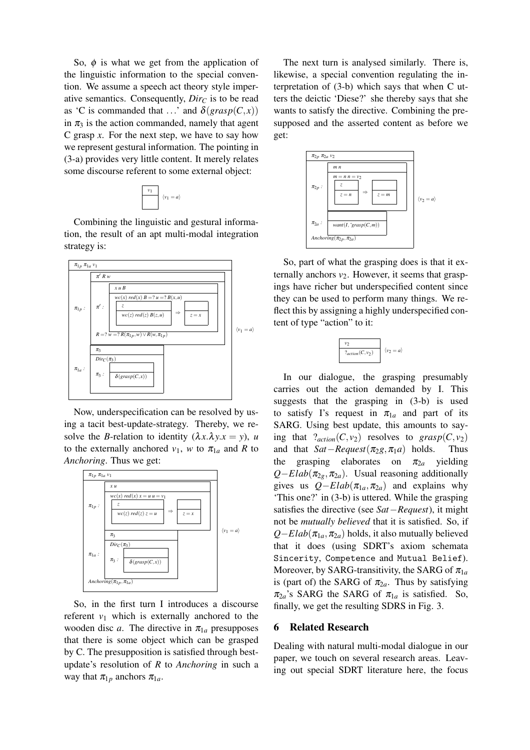So, $\phi$ is what we get from the application of the linguistic information to the special convention. We assume a speech act theory style imperative semantics. Consequently, $Dir_C$ is to be read as 'C is commanded that ...' and $\delta(grasp(C,x))$ in $\pi_3$ is the action commanded, namely that agent C grasp $x$. For the next step, we have to say how we represent gestural information. The pointing in (3-a) provides very little content. It merely relates some discourse referent to some external object:

$$\boxed{v_1} \quad \langle v_1 = a \rangle$$

Combining the linguistic and gestural information, the result of an apt multi-modal integration strategy is:

$$
\begin{array}{l}
\pi_{1p}\ \pi_{1a}\ v_1 \\
\pi_{1p}: \boxed{\begin{array}{l} \pi'\ R\ w \\ \pi': \boxed{\begin{array}{l} x\ u\ B \\ wc(x)\ red(x)\ B =?\ u =?\ B(x,u) \\ \boxed{\begin{array}{l} z \\ wc(z)\ red(z)\ B(z,u) \end{array}} \Rightarrow \boxed{z = x} \end{array}} \\ R =?\ w =?\ R(\pi_{1p}, w) \vee R(w, \pi_{1p}) \end{array}} \quad \langle v_1 = a \rangle \\
\pi_{1a}: \boxed{\begin{array}{l} \pi_3 \\ Dir_C(\pi_3) \\ \pi_3: \boxed{\delta(grasp(C,x))} \end{array}}
\end{array}
$$

Now, underspecification can be resolved by using a tacit best-update-strategy. Thereby, we resolve the $B$-relation to identity $(\lambda x.\lambda y.x = y)$, $u$ to the externally anchored $v_1$, $w$ to $\pi_{1a}$ and $R$ to *Anchoring*. Thus we get:

$$
\begin{array}{l}
\pi_{1p}\ \pi_{1a}\ v_1 \\
\pi_{1p}: \boxed{\begin{array}{l} x\ u \\ wc(x)\ red(x)\ x = u\ u = v_1 \\ \boxed{\begin{array}{l} z \\ wc(z)\ red(z)\ z = u \end{array}} \Rightarrow \boxed{z = x} \end{array}} \quad \langle v_1 = a \rangle \\
\pi_{1a}: \boxed{\begin{array}{l} \pi_3 \\ Dir_C(\pi_3) \\ \pi_3: \boxed{\delta(grasp(C,x))} \end{array}} \\
Anchoring(\pi_{1p}, \pi_{1a})
\end{array}
$$

So, in the first turn I introduces a discourse referent $v_1$ which is externally anchored to the wooden disc $a$. The directive in $\pi_{1a}$ presupposes that there is some object which can be grasped by C. The presupposition is satisfied through best-update's resolution of $R$ to *Anchoring* in such a way that $\pi_{1p}$ anchors $\pi_{1a}$.

The next turn is analysed similarly. There is, likewise, a special convention regulating the interpretation of (3-b) which says that when C utters the deictic 'Diese?' she thereby says that she wants to satisfy the directive. Combining the presupposed and the asserted content as before we get:

$$
\begin{array}{l}
\pi_{2p}\ \pi_{2a}\ v_2 \\
\pi_{2p}: \boxed{\begin{array}{l} m\ n \\ m = n\ n = v_2 \\ \boxed{\begin{array}{l} z \\ z = n \end{array}} \Rightarrow \boxed{z = m} \end{array}} \quad \langle v_2 = a \rangle \\
\pi_{2a}: \boxed{want(I, \hat{\ } grasp(C,m))} \\
Anchoring(\pi_{2p}, \pi_{2a})
\end{array}
$$

So, part of what the grasping does is that it externally anchors $v_2$. However, it seems that graspings have richer but underspecified content since they can be used to perform many things. We reflect this by assigning a highly underspecified content of type "action" to it:

$$\boxed{\begin{array}{l} v_2 \\ ?_{action}(C, v_2) \end{array}} \quad \langle v_2 = a \rangle$$

In our dialogue, the grasping presumably carries out the action demanded by I. This suggests that the grasping in (3-b) is used to satisfy I's request in $\pi_{1a}$ and part of its SARG. Using best update, this amounts to saying that $?_{action}(C, v_2)$ resolves to $grasp(C, v_2)$ and that $Sat\text{-}Request(\pi_2 g, \pi_1 a)$ holds. Thus the grasping elaborates on $\pi_{2a}$ yielding $Q\text{-}Elab(\pi_{2g}, \pi_{2a})$. Usual reasoning additionally gives us $Q\text{-}Elab(\pi_{1a}, \pi_{2a})$ and explains why 'This one?' in (3-b) is uttered. While the grasping satisfies the directive (see *Sat−Request*), it might not be *mutually believed* that it is satisfied. So, if $Q\text{-}Elab(\pi_{1a}, \pi_{2a})$ holds, it also mutually believed that it does (using SDRT's axiom schemata Sincerity, Competence and Mutual Belief). Moreover, by SARG-transitivity, the SARG of $\pi_{1a}$ is (part of) the SARG of $\pi_{2a}$. Thus by satisfying $\pi_{2a}$'s SARG the SARG of $\pi_{1a}$ is satisfied. So, finally, we get the resulting SDRS in Fig. 3.

## 6 Related Research

Dealing with natural multi-modal dialogue in our paper, we touch on several research areas. Leaving out special SDRT literature here, the focus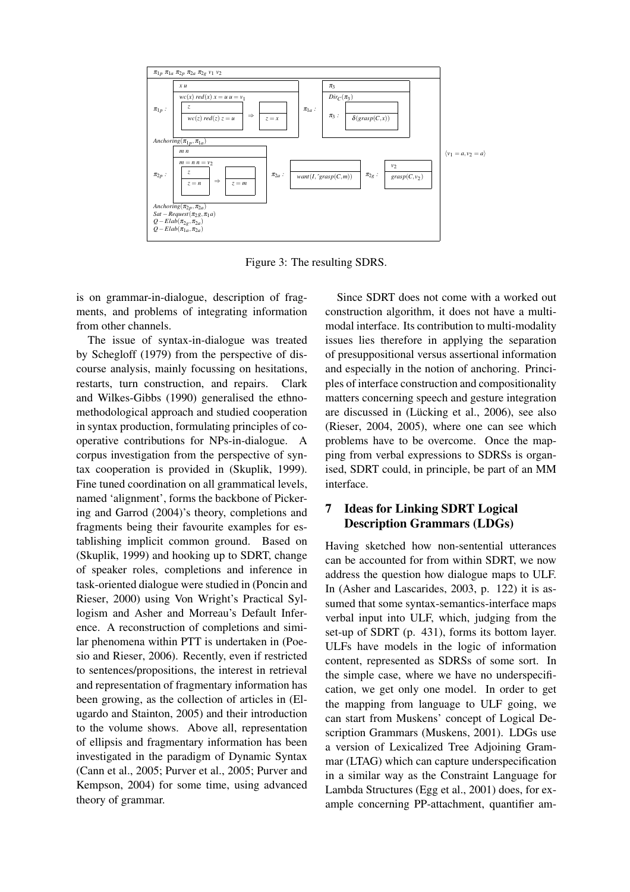Figure 3: The resulting SDRS.

is on grammar-in-dialogue, description of fragments, and problems of integrating information from other channels.

The issue of syntax-in-dialogue was treated by Schegloff (1979) from the perspective of discourse analysis, mainly focussing on hesitations, restarts, turn construction, and repairs. Clark and Wilkes-Gibbs (1990) generalised the ethnomethodological approach and studied cooperation in syntax production, formulating principles of cooperative contributions for NPs-in-dialogue. A corpus investigation from the perspective of syntax cooperation is provided in (Skuplik, 1999). Fine tuned coordination on all grammatical levels, named 'alignment', forms the backbone of Pickering and Garrod (2004)'s theory, completions and fragments being their favourite examples for establishing implicit common ground. Based on (Skuplik, 1999) and hooking up to SDRT, change of speaker roles, completions and inference in task-oriented dialogue were studied in (Poncin and Rieser, 2000) using Von Wright's Practical Syllogism and Asher and Morreau's Default Inference. A reconstruction of completions and similar phenomena within PTT is undertaken in (Poesio and Rieser, 2006). Recently, even if restricted to sentences/propositions, the interest in retrieval and representation of fragmentary information has been growing, as the collection of articles in (Elugardo and Stainton, 2005) and their introduction to the volume shows. Above all, representation of ellipsis and fragmentary information has been investigated in the paradigm of Dynamic Syntax (Cann et al., 2005; Purver et al., 2005; Purver and Kempson, 2004) for some time, using advanced theory of grammar.

Since SDRT does not come with a worked out construction algorithm, it does not have a multimodal interface. Its contribution to multi-modality issues lies therefore in applying the separation of presuppositional versus assertional information and especially in the notion of anchoring. Principles of interface construction and compositionality matters concerning speech and gesture integration are discussed in (Lücking et al., 2006), see also (Rieser, 2004, 2005), where one can see which problems have to be overcome. Once the mapping from verbal expressions to SDRSs is organised, SDRT could, in principle, be part of an MM interface.

## 7 Ideas for Linking SDRT Logical Description Grammars (LDGs)

Having sketched how non-sentential utterances can be accounted for from within SDRT, we now address the question how dialogue maps to ULF. In (Asher and Lascarides, 2003, p. 122) it is assumed that some syntax-semantics-interface maps verbal input into ULF, which, judging from the set-up of SDRT (p. 431), forms its bottom layer. ULFs have models in the logic of information content, represented as SDRSs of some sort. In the simple case, where we have no underspecification, we get only one model. In order to get the mapping from language to ULF going, we can start from Muskens' concept of Logical Description Grammars (Muskens, 2001). LDGs use a version of Lexicalized Tree Adjoining Grammar (LTAG) which can capture underspecification in a similar way as the Constraint Language for Lambda Structures (Egg et al., 2001) does, for example concerning PP-attachment, quantifier am-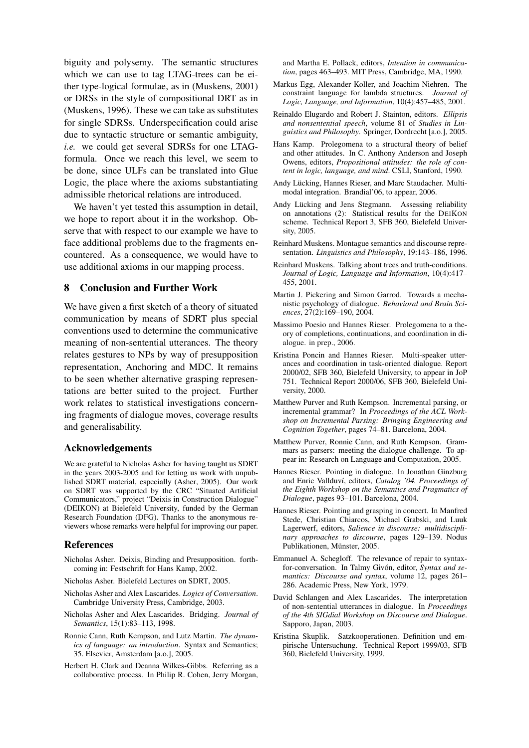biguity and polysemy. The semantic structures which we can use to tag LTAG-trees can be either type-logical formulae, as in (Muskens, 2001) or DRSs in the style of compositional DRT as in (Muskens, 1996). These we can take as substitutes for single SDRSs. Underspecification could arise due to syntactic structure or semantic ambiguity, *i.e.* we could get several SDRSs for one LTAG-formula. Once we reach this level, we seem to be done, since ULFs can be translated into Glue Logic, the place where the axioms substantiating admissible rhetorical relations are introduced.

We haven't yet tested this assumption in detail, we hope to report about it in the workshop. Observe that with respect to our example we have to face additional problems due to the fragments encountered. As a consequence, we would have to use additional axioms in our mapping process.

## 8 Conclusion and Further Work

We have given a first sketch of a theory of situated communication by means of SDRT plus special conventions used to determine the communicative meaning of non-sentential utterances. The theory relates gestures to NPs by way of presupposition representation, Anchoring and MDC. It remains to be seen whether alternative grasping representations are better suited to the project. Further work relates to statistical investigations concerning fragments of dialogue moves, coverage results and generalisability.

## Acknowledgements

We are grateful to Nicholas Asher for having taught us SDRT in the years 2003-2005 and for letting us work with unpublished SDRT material, especially (Asher, 2005). Our work on SDRT was supported by the CRC "Situated Artificial Communicators," project "Deixis in Construction Dialogue" (DEIKON) at Bielefeld University, funded by the German Research Foundation (DFG). Thanks to the anonymous reviewers whose remarks were helpful for improving our paper.

## References

Nicholas Asher. Deixis, Binding and Presupposition. forthcoming in: Festschrift for Hans Kamp, 2002.

Nicholas Asher. Bielefeld Lectures on SDRT, 2005.

Nicholas Asher and Alex Lascarides. *Logics of Conversation*. Cambridge University Press, Cambridge, 2003.

Nicholas Asher and Alex Lascarides. Bridging. *Journal of Semantics*, 15(1):83–113, 1998.

Ronnie Cann, Ruth Kempson, and Lutz Martin. *The dynamics of language: an introduction*. Syntax and Semantics; 35. Elsevier, Amsterdam [a.o.], 2005.

Herbert H. Clark and Deanna Wilkes-Gibbs. Referring as a collaborative process. In Philip R. Cohen, Jerry Morgan, and Martha E. Pollack, editors, *Intention in communication*, pages 463–493. MIT Press, Cambridge, MA, 1990.

Markus Egg, Alexander Koller, and Joachim Niehren. The constraint language for lambda structures. *Journal of Logic, Language, and Information*, 10(4):457–485, 2001.

Reinaldo Elugardo and Robert J. Stainton, editors. *Ellipsis and nonsentential speech*, volume 81 of *Studies in Linguistics and Philosophy*. Springer, Dordrecht [a.o.], 2005.

Hans Kamp. Prolegomena to a structural theory of belief and other attitudes. In C. Anthony Anderson and Joseph Owens, editors, *Propositional attitudes: the role of content in logic, language, and mind*. CSLI, Stanford, 1990.

Andy Lücking, Hannes Rieser, and Marc Staudacher. Multimodal integration. Brandial'06, to appear, 2006.

Andy Lücking and Jens Stegmann. Assessing reliability on annotations (2): Statistical results for the DEIKON scheme. Technical Report 3, SFB 360, Bielefeld University, 2005.

Reinhard Muskens. Montague semantics and discourse representation. *Linguistics and Philosophy*, 19:143–186, 1996.

Reinhard Muskens. Talking about trees and truth-conditions. *Journal of Logic, Language and Information*, 10(4):417–455, 2001.

Martin J. Pickering and Simon Garrod. Towards a mechanistic psychology of dialogue. *Behavioral and Brain Sciences*, 27(2):169–190, 2004.

Massimo Poesio and Hannes Rieser. Prolegomena to a theory of completions, continuations, and coordination in dialogue. in prep., 2006.

Kristina Poncin and Hannes Rieser. Multi-speaker utterances and coordination in task-oriented dialogue. Report 2000/02, SFB 360, Bielefeld University, to appear in JoP 751. Technical Report 2000/06, SFB 360, Bielefeld University, 2000.

Matthew Purver and Ruth Kempson. Incremental parsing, or incremental grammar? In *Proceedings of the ACL Workshop on Incremental Parsing: Bringing Engineering and Cognition Together*, pages 74–81. Barcelona, 2004.

Matthew Purver, Ronnie Cann, and Ruth Kempson. Grammars as parsers: meeting the dialogue challenge. To appear in: Research on Language and Computation, 2005.

Hannes Rieser. Pointing in dialogue. In Jonathan Ginzburg and Enric Vallduví, editors, *Catalog '04. Proceedings of the Eighth Workshop on the Semantics and Pragmatics of Dialogue*, pages 93–101. Barcelona, 2004.

Hannes Rieser. Pointing and grasping in concert. In Manfred Stede, Christian Chiarcos, Michael Grabski, and Luuk Lagerwerf, editors, *Salience in discourse: multidisciplinary approaches to discourse*, pages 129–139. Nodus Publikationen, Münster, 2005.

Emmanuel A. Schegloff. The relevance of repair to syntax-for-conversation. In Talmy Givón, editor, *Syntax and semantics: Discourse and syntax*, volume 12, pages 261–286. Academic Press, New York, 1979.

David Schlangen and Alex Lascarides. The interpretation of non-sentential utterances in dialogue. In *Proceedings of the 4th SIGdial Workshop on Discourse and Dialogue*. Sapporo, Japan, 2003.

Kristina Skuplik. Satzkooperationen. Definition und empirische Untersuchung. Technical Report 1999/03, SFB 360, Bielefeld University, 1999.